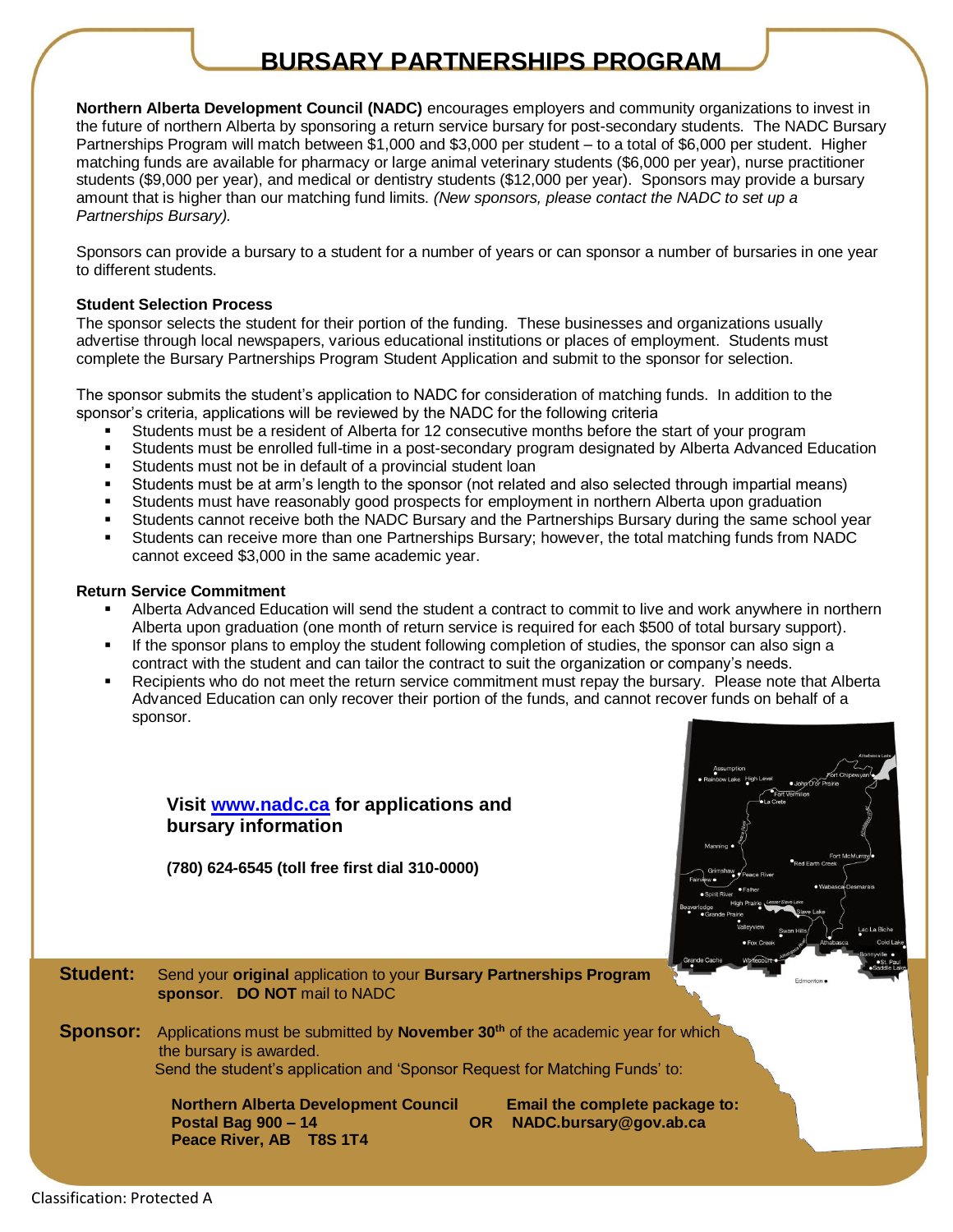# BURSARY PARTNERSHIPS PROGRAM

**Northern Alberta Development Council (NADC)** encourages employers and community organizations to invest in the future of northern Alberta by sponsoring a return service bursary for post-secondary students. The NADC Bursary Partnerships Program will match between $1,000 and $3,000 per student – to a total of $6,000 per student. Higher matching funds are available for pharmacy or large animal veterinary students ($6,000 per year), nurse practitioner students ($9,000 per year), and medical or dentistry students ($12,000 per year). Sponsors may provide a bursary amount that is higher than our matching fund limits. *(New sponsors, please contact the NADC to set up a Partnerships Bursary).*

Sponsors can provide a bursary to a student for a number of years or can sponsor a number of bursaries in one year to different students.

### Student Selection Process

The sponsor selects the student for their portion of the funding. These businesses and organizations usually advertise through local newspapers, various educational institutions or places of employment. Students must complete the Bursary Partnerships Program Student Application and submit to the sponsor for selection.

The sponsor submits the student's application to NADC for consideration of matching funds. In addition to the sponsor's criteria, applications will be reviewed by the NADC for the following criteria

- Students must be a resident of Alberta for 12 consecutive months before the start of your program
- Students must be enrolled full-time in a post-secondary program designated by Alberta Advanced Education
- Students must not be in default of a provincial student loan
- Students must be at arm's length to the sponsor (not related and also selected through impartial means)
- Students must have reasonably good prospects for employment in northern Alberta upon graduation
- Students cannot receive both the NADC Bursary and the Partnerships Bursary during the same school year
- Students can receive more than one Partnerships Bursary; however, the total matching funds from NADC cannot exceed $3,000 in the same academic year.

### Return Service Commitment

- Alberta Advanced Education will send the student a contract to commit to live and work anywhere in northern Alberta upon graduation (one month of return service is required for each $500 of total bursary support).
- If the sponsor plans to employ the student following completion of studies, the sponsor can also sign a contract with the student and can tailor the contract to suit the organization or company's needs.
- Recipients who do not meet the return service commitment must repay the bursary. Please note that Alberta Advanced Education can only recover their portion of the funds, and cannot recover funds on behalf of a sponsor.

**Visit [www.nadc.ca](http://www.nadc.ca) for applications and bursary information**

**(780) 624-6545 (toll free first dial 310-0000)**

**Student:** Send your **original** application to your **Bursary Partnerships Program sponsor**. **DO NOT** mail to NADC

**Sponsor:** Applications must be submitted by **November 30th** of the academic year for which the bursary is awarded.
Send the student's application and 'Sponsor Request for Matching Funds' to:

**Northern Alberta Development Council**
**Postal Bag 900 – 14**
**Peace River, AB T8S 1T4**

**OR**

**Email the complete package to:**
**NADC.bursary@gov.ab.ca**

Classification: Protected A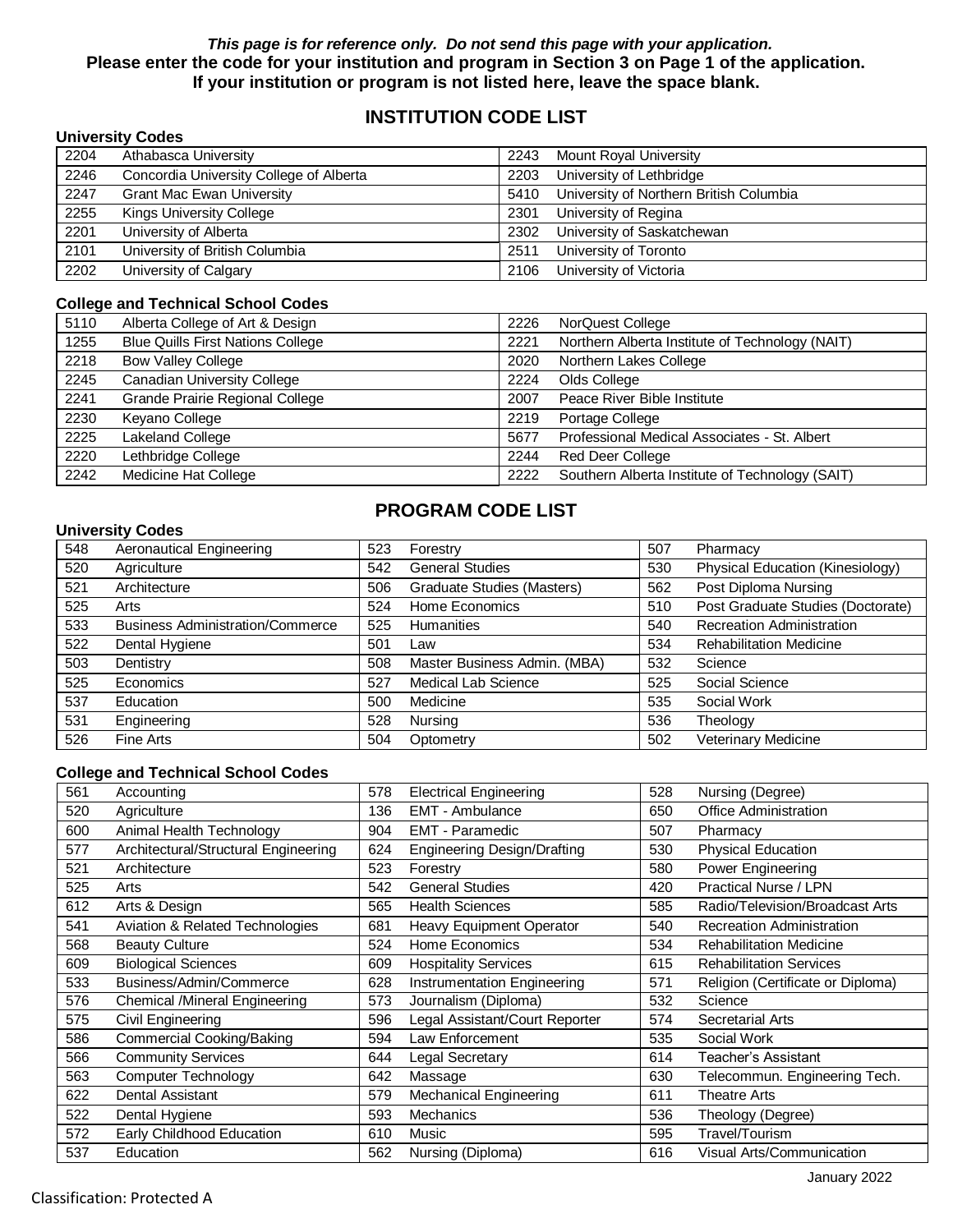***This page is for reference only. Do not send this page with your application.***
**Please enter the code for your institution and program in Section 3 on Page 1 of the application.**
**If your institution or program is not listed here, leave the space blank.**

## INSTITUTION CODE LIST

### University Codes

| Code | Institution | Code | Institution |
|---|---|---|---|
| 2204 | Athabasca University | 2243 | Mount Royal University |
| 2246 | Concordia University College of Alberta | 2203 | University of Lethbridge |
| 2247 | Grant Mac Ewan University | 5410 | University of Northern British Columbia |
| 2255 | Kings University College | 2301 | University of Regina |
| 2201 | University of Alberta | 2302 | University of Saskatchewan |
| 2101 | University of British Columbia | 2511 | University of Toronto |
| 2202 | University of Calgary | 2106 | University of Victoria |

### College and Technical School Codes

| Code | Institution | Code | Institution |
|---|---|---|---|
| 5110 | Alberta College of Art & Design | 2226 | NorQuest College |
| 1255 | Blue Quills First Nations College | 2221 | Northern Alberta Institute of Technology (NAIT) |
| 2218 | Bow Valley College | 2020 | Northern Lakes College |
| 2245 | Canadian University College | 2224 | Olds College |
| 2241 | Grande Prairie Regional College | 2007 | Peace River Bible Institute |
| 2230 | Keyano College | 2219 | Portage College |
| 2225 | Lakeland College | 5677 | Professional Medical Associates - St. Albert |
| 2220 | Lethbridge College | 2244 | Red Deer College |
| 2242 | Medicine Hat College | 2222 | Southern Alberta Institute of Technology (SAIT) |

## PROGRAM CODE LIST

### University Codes

| Code | Program | Code | Program | Code | Program |
|---|---|---|---|---|---|
| 548 | Aeronautical Engineering | 523 | Forestry | 507 | Pharmacy |
| 520 | Agriculture | 542 | General Studies | 530 | Physical Education (Kinesiology) |
| 521 | Architecture | 506 | Graduate Studies (Masters) | 562 | Post Diploma Nursing |
| 525 | Arts | 524 | Home Economics | 510 | Post Graduate Studies (Doctorate) |
| 533 | Business Administration/Commerce | 525 | Humanities | 540 | Recreation Administration |
| 522 | Dental Hygiene | 501 | Law | 534 | Rehabilitation Medicine |
| 503 | Dentistry | 508 | Master Business Admin. (MBA) | 532 | Science |
| 525 | Economics | 527 | Medical Lab Science | 525 | Social Science |
| 537 | Education | 500 | Medicine | 535 | Social Work |
| 531 | Engineering | 528 | Nursing | 536 | Theology |
| 526 | Fine Arts | 504 | Optometry | 502 | Veterinary Medicine |

### College and Technical School Codes

| Code | Program | Code | Program | Code | Program |
|---|---|---|---|---|---|
| 561 | Accounting | 578 | Electrical Engineering | 528 | Nursing (Degree) |
| 520 | Agriculture | 136 | EMT - Ambulance | 650 | Office Administration |
| 600 | Animal Health Technology | 904 | EMT - Paramedic | 507 | Pharmacy |
| 577 | Architectural/Structural Engineering | 624 | Engineering Design/Drafting | 530 | Physical Education |
| 521 | Architecture | 523 | Forestry | 580 | Power Engineering |
| 525 | Arts | 542 | General Studies | 420 | Practical Nurse / LPN |
| 612 | Arts & Design | 565 | Health Sciences | 585 | Radio/Television/Broadcast Arts |
| 541 | Aviation & Related Technologies | 681 | Heavy Equipment Operator | 540 | Recreation Administration |
| 568 | Beauty Culture | 524 | Home Economics | 534 | Rehabilitation Medicine |
| 609 | Biological Sciences | 609 | Hospitality Services | 615 | Rehabilitation Services |
| 533 | Business/Admin/Commerce | 628 | Instrumentation Engineering | 571 | Religion (Certificate or Diploma) |
| 576 | Chemical /Mineral Engineering | 573 | Journalism (Diploma) | 532 | Science |
| 575 | Civil Engineering | 596 | Legal Assistant/Court Reporter | 574 | Secretarial Arts |
| 586 | Commercial Cooking/Baking | 594 | Law Enforcement | 535 | Social Work |
| 566 | Community Services | 644 | Legal Secretary | 614 | Teacher's Assistant |
| 563 | Computer Technology | 642 | Massage | 630 | Telecommun. Engineering Tech. |
| 622 | Dental Assistant | 579 | Mechanical Engineering | 611 | Theatre Arts |
| 522 | Dental Hygiene | 593 | Mechanics | 536 | Theology (Degree) |
| 572 | Early Childhood Education | 610 | Music | 595 | Travel/Tourism |
| 537 | Education | 562 | Nursing (Diploma) | 616 | Visual Arts/Communication |

January 2022

Classification: Protected A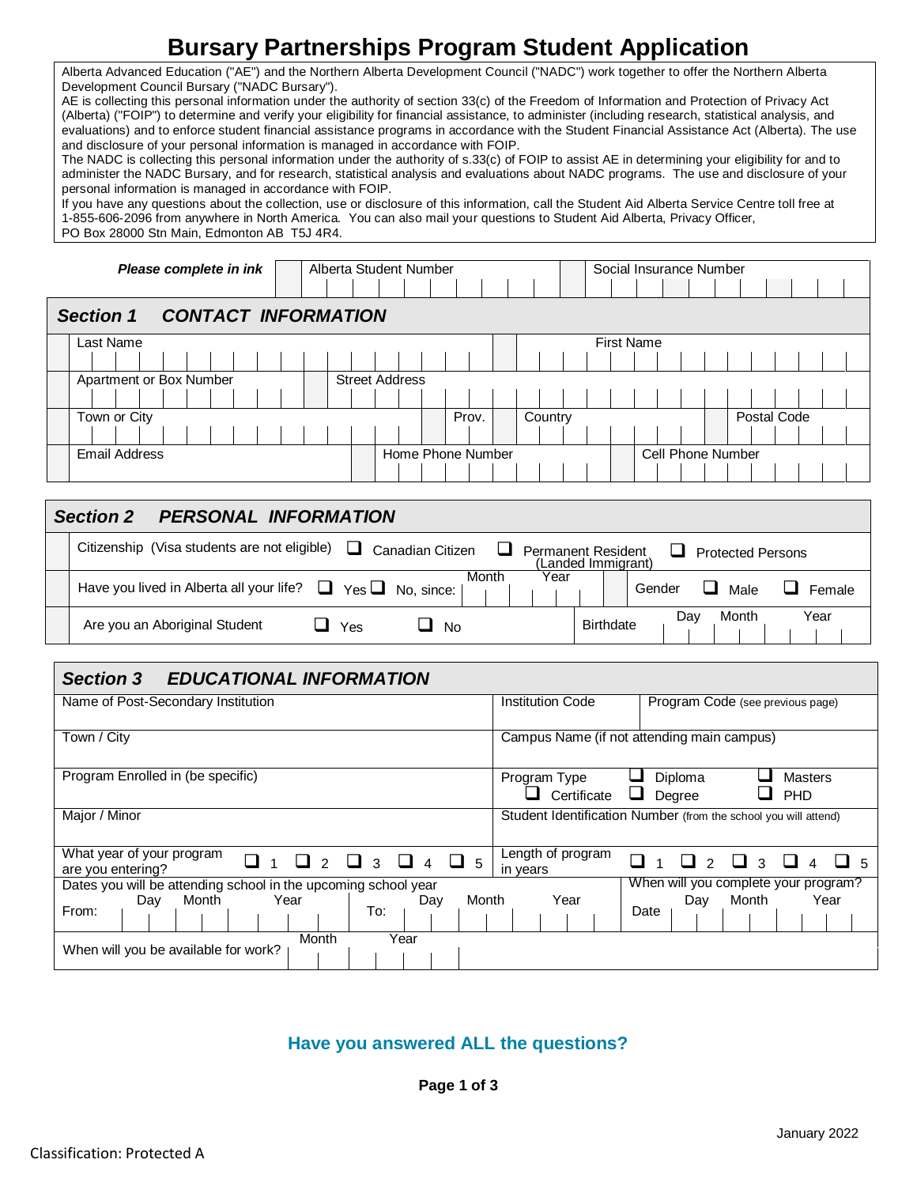# Bursary Partnerships Program Student Application

Alberta Advanced Education ("AE") and the Northern Alberta Development Council ("NADC") work together to offer the Northern Alberta Development Council Bursary ("NADC Bursary").

AE is collecting this personal information under the authority of section 33(c) of the Freedom of Information and Protection of Privacy Act (Alberta) ("FOIP") to determine and verify your eligibility for financial assistance, to administer (including research, statistical analysis, and evaluations) and to enforce student financial assistance programs in accordance with the Student Financial Assistance Act (Alberta). The use and disclosure of your personal information is managed in accordance with FOIP.

The NADC is collecting this personal information under the authority of s.33(c) of FOIP to assist AE in determining your eligibility for and to administer the NADC Bursary, and for research, statistical analysis and evaluations about NADC programs. The use and disclosure of your personal information is managed in accordance with FOIP.

If you have any questions about the collection, use or disclosure of this information, call the Student Aid Alberta Service Centre toll free at 1-855-606-2096 from anywhere in North America. You can also mail your questions to Student Aid Alberta, Privacy Officer, PO Box 28000 Stn Main, Edmonton AB T5J 4R4.

***Please complete in ink***

| Alberta Student Number | Social Insurance Number |
|---|---|
| | |

## *Section 1 CONTACT INFORMATION*

| Last Name | | | First Name |
|---|---|---|---|
| | | | |
| Apartment or Box Number | Street Address | | |
| | | | |
| Town or City | Prov. | Country | Postal Code |
| | | | |
| Email Address | Home Phone Number | Cell Phone Number | |
| | | | |

## *Section 2 PERSONAL INFORMATION*

| | |
|---|---|
| Citizenship (Visa students are not eligible) | ❑ Canadian Citizen ❑ Permanent Resident (Landed Immigrant) ❑ Protected Persons |
| Have you lived in Alberta all your life? | ❑ Yes ❑ No, since: Month Year |
| Gender | ❑ Male ❑ Female |
| Are you an Aboriginal Student | ❑ Yes ❑ No |
| Birthdate | Day Month Year |

## *Section 3 EDUCATIONAL INFORMATION*

| | | |
|---|---|---|
| Name of Post-Secondary Institution | Institution Code | Program Code (see previous page) |
| Town / City | Campus Name (if not attending main campus) | |
| Program Enrolled in (be specific) | Program Type ❑ Certificate ❑ Diploma ❑ Degree ❑ Masters ❑ PHD | |
| Major / Minor | Student Identification Number (from the school you will attend) | |
| What year of your program are you entering? ❑ 1 ❑ 2 ❑ 3 ❑ 4 ❑ 5 | Length of program in years ❑ 1 ❑ 2 ❑ 3 ❑ 4 ❑ 5 | |
| Dates you will be attending school in the upcoming school year From: Day Month Year To: Day Month Year | When will you complete your program? Date Day Month Year | |
| When will you be available for work? Month Year | | |

**Have you answered ALL the questions?**

January 2022

Classification: Protected A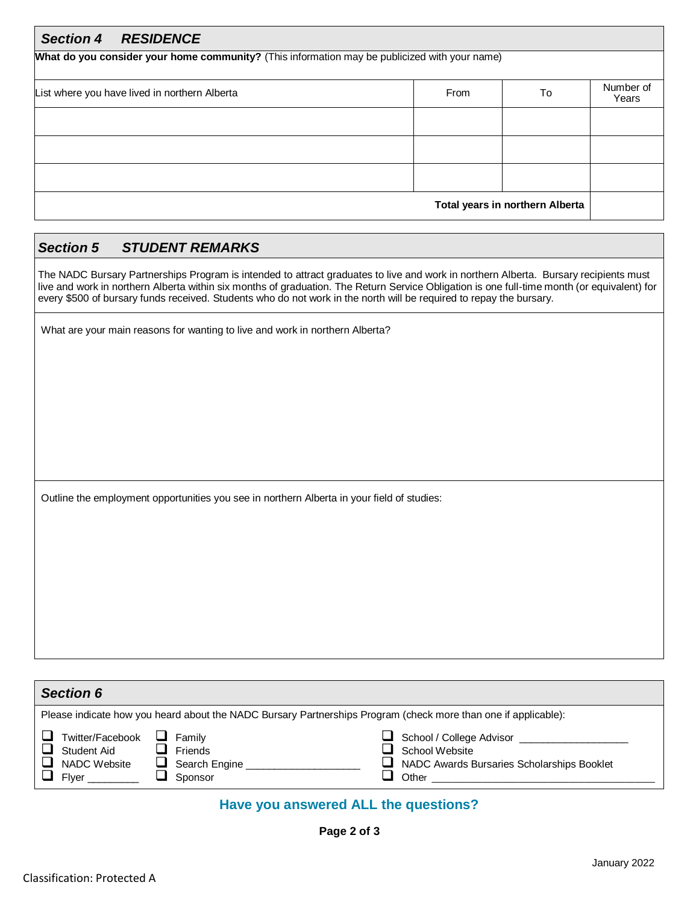## *Section 4 RESIDENCE*

**What do you consider your home community?** (This information may be publicized with your name)

| List where you have lived in northern Alberta | From | To | Number of Years |
|---|---|---|---|
| | | | |
| | | | |
| | | | |
| | | **Total years in northern Alberta** | |

## *Section 5 STUDENT REMARKS*

The NADC Bursary Partnerships Program is intended to attract graduates to live and work in northern Alberta. Bursary recipients must live and work in northern Alberta within six months of graduation. The Return Service Obligation is one full-time month (or equivalent) for every $500 of bursary funds received. Students who do not work in the north will be required to repay the bursary.

What are your main reasons for wanting to live and work in northern Alberta?

Outline the employment opportunities you see in northern Alberta in your field of studies:

## *Section 6*

Please indicate how you heard about the NADC Bursary Partnerships Program (check more than one if applicable):

- ☐ Twitter/Facebook
- ☐ Student Aid
- ☐ NADC Website
- ☐ Flyer ________
- ☐ Family
- ☐ Friends
- ☐ Search Engine ___________________
- ☐ Sponsor
- ☐ School / College Advisor ___________________
- ☐ School Website
- ☐ NADC Awards Bursaries Scholarships Booklet
- ☐ Other ______________________________________

**Have you answered ALL the questions?**

January 2022

Classification: Protected A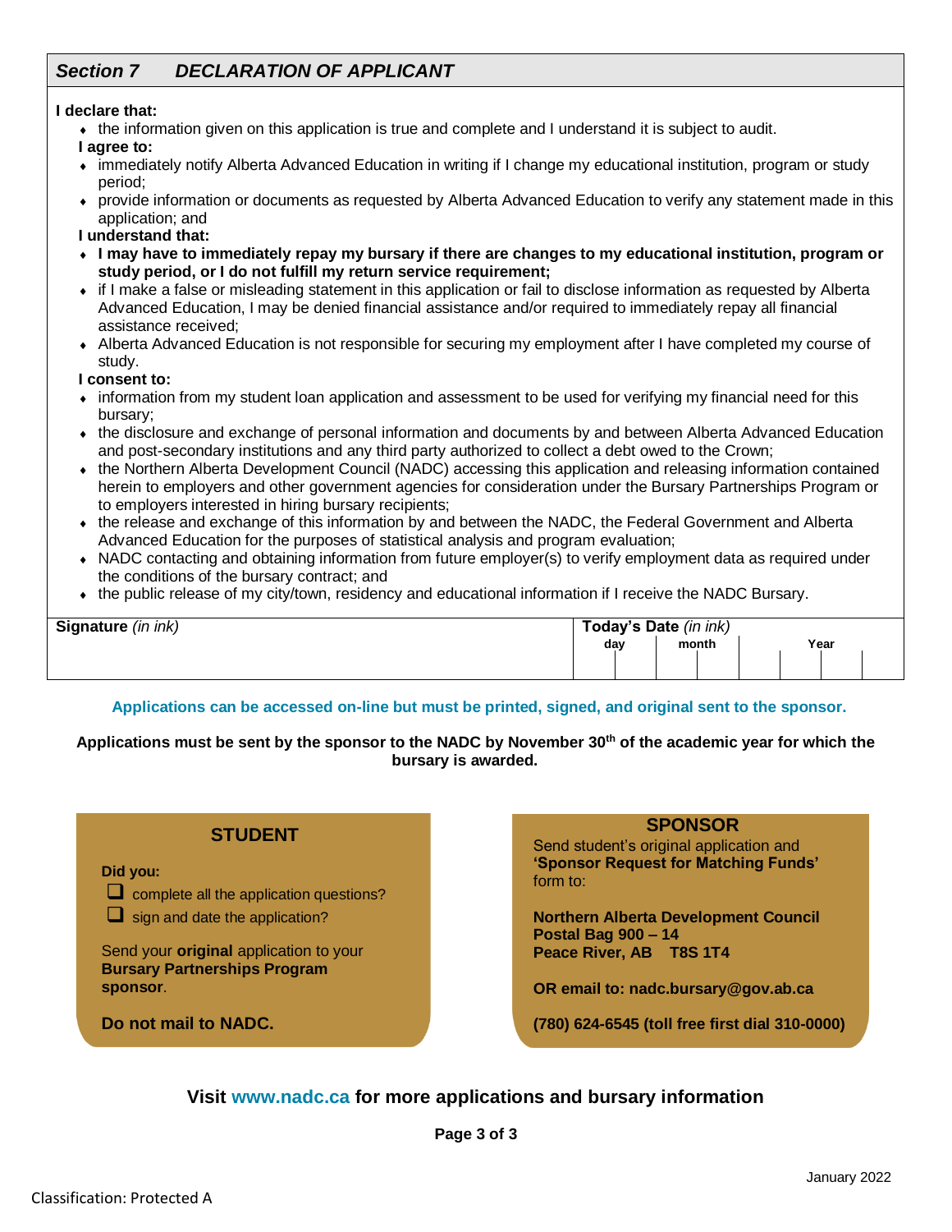## *Section 7 DECLARATION OF APPLICANT*

**I declare that:**

- the information given on this application is true and complete and I understand it is subject to audit.

**I agree to:**

- immediately notify Alberta Advanced Education in writing if I change my educational institution, program or study period;
- provide information or documents as requested by Alberta Advanced Education to verify any statement made in this application; and

**I understand that:**

- **I may have to immediately repay my bursary if there are changes to my educational institution, program or study period, or I do not fulfill my return service requirement;**
- if I make a false or misleading statement in this application or fail to disclose information as requested by Alberta Advanced Education, I may be denied financial assistance and/or required to immediately repay all financial assistance received;
- Alberta Advanced Education is not responsible for securing my employment after I have completed my course of study.

**I consent to:**

- information from my student loan application and assessment to be used for verifying my financial need for this bursary;
- the disclosure and exchange of personal information and documents by and between Alberta Advanced Education and post-secondary institutions and any third party authorized to collect a debt owed to the Crown;
- the Northern Alberta Development Council (NADC) accessing this application and releasing information contained herein to employers and other government agencies for consideration under the Bursary Partnerships Program or to employers interested in hiring bursary recipients;
- the release and exchange of this information by and between the NADC, the Federal Government and Alberta Advanced Education for the purposes of statistical analysis and program evaluation;
- NADC contacting and obtaining information from future employer(s) to verify employment data as required under the conditions of the bursary contract; and
- the public release of my city/town, residency and educational information if I receive the NADC Bursary.

| **Signature** *(in ink)* | **Today's Date** *(in ink)* | | |
|---|---|---|---|
| | day | month | Year |
| | | | |

**Applications can be accessed on-line but must be printed, signed, and original sent to the sponsor.**

**Applications must be sent by the sponsor to the NADC by November 30th of the academic year for which the bursary is awarded.**

### STUDENT

**Did you:**

- ☐ complete all the application questions?
- ☐ sign and date the application?

Send your **original** application to your **Bursary Partnerships Program sponsor**.

**Do not mail to NADC.**

### SPONSOR

Send student's original application and **'Sponsor Request for Matching Funds'** form to:

**Northern Alberta Development Council**
**Postal Bag 900 – 14**
**Peace River, AB T8S 1T4**

**OR email to: nadc.bursary@gov.ab.ca**

**(780) 624-6545 (toll free first dial 310-0000)**

**Visit www.nadc.ca for more applications and bursary information**

January 2022

Classification: Protected A